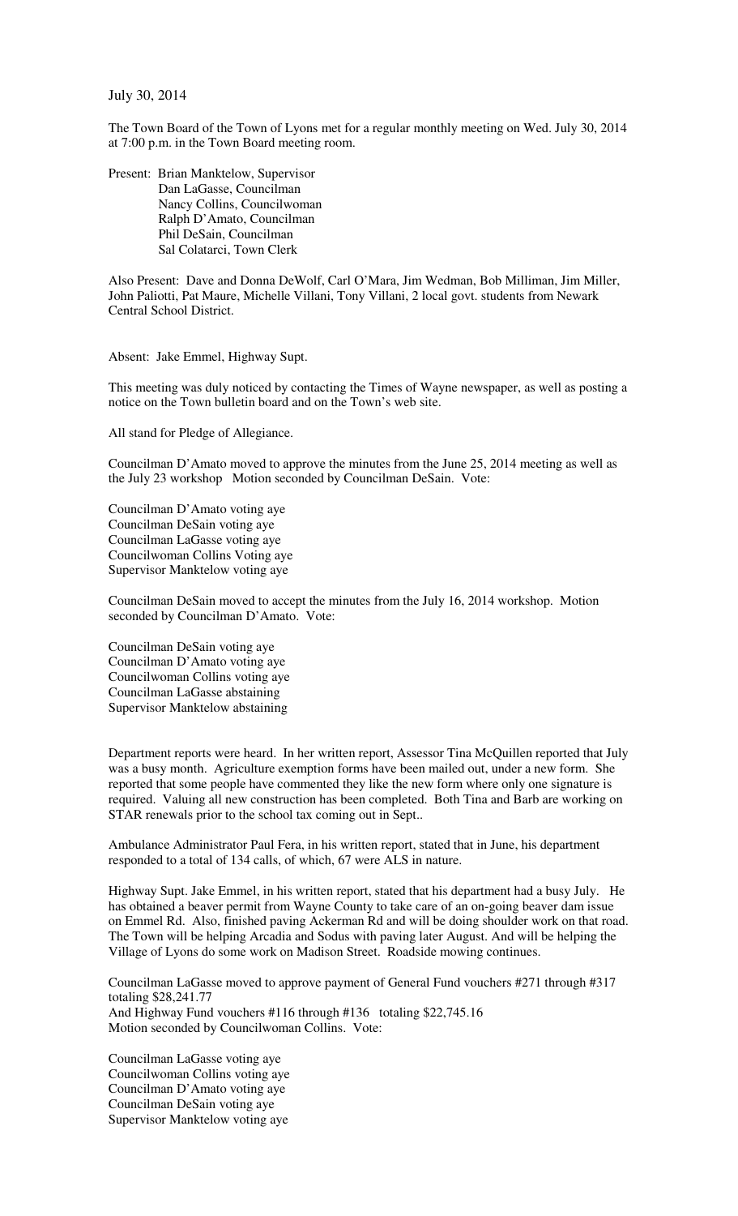July 30, 2014

The Town Board of the Town of Lyons met for a regular monthly meeting on Wed. July 30, 2014 at 7:00 p.m. in the Town Board meeting room.

Present: Brian Manktelow, Supervisor
Dan LaGasse, Councilman
Nancy Collins, Councilwoman
Ralph D'Amato, Councilman
Phil DeSain, Councilman
Sal Colatarci, Town Clerk

Also Present: Dave and Donna DeWolf, Carl O'Mara, Jim Wedman, Bob Milliman, Jim Miller, John Paliotti, Pat Maure, Michelle Villani, Tony Villani, 2 local govt. students from Newark Central School District.

Absent: Jake Emmel, Highway Supt.

This meeting was duly noticed by contacting the Times of Wayne newspaper, as well as posting a notice on the Town bulletin board and on the Town's web site.

All stand for Pledge of Allegiance.

Councilman D'Amato moved to approve the minutes from the June 25, 2014 meeting as well as the July 23 workshop Motion seconded by Councilman DeSain. Vote:

Councilman D'Amato voting aye
Councilman DeSain voting aye
Councilman LaGasse voting aye
Councilwoman Collins Voting aye
Supervisor Manktelow voting aye

Councilman DeSain moved to accept the minutes from the July 16, 2014 workshop. Motion seconded by Councilman D'Amato. Vote:

Councilman DeSain voting aye
Councilman D'Amato voting aye
Councilwoman Collins voting aye
Councilman LaGasse abstaining
Supervisor Manktelow abstaining

Department reports were heard. In her written report, Assessor Tina McQuillen reported that July was a busy month. Agriculture exemption forms have been mailed out, under a new form. She reported that some people have commented they like the new form where only one signature is required. Valuing all new construction has been completed. Both Tina and Barb are working on STAR renewals prior to the school tax coming out in Sept..

Ambulance Administrator Paul Fera, in his written report, stated that in June, his department responded to a total of 134 calls, of which, 67 were ALS in nature.

Highway Supt. Jake Emmel, in his written report, stated that his department had a busy July. He has obtained a beaver permit from Wayne County to take care of an on-going beaver dam issue on Emmel Rd. Also, finished paving Ackerman Rd and will be doing shoulder work on that road. The Town will be helping Arcadia and Sodus with paving later August. And will be helping the Village of Lyons do some work on Madison Street. Roadside mowing continues.

Councilman LaGasse moved to approve payment of General Fund vouchers #271 through #317 totaling $28,241.77
And Highway Fund vouchers #116 through #136 totaling $22,745.16
Motion seconded by Councilwoman Collins. Vote:

Councilman LaGasse voting aye
Councilwoman Collins voting aye
Councilman D'Amato voting aye
Councilman DeSain voting aye
Supervisor Manktelow voting aye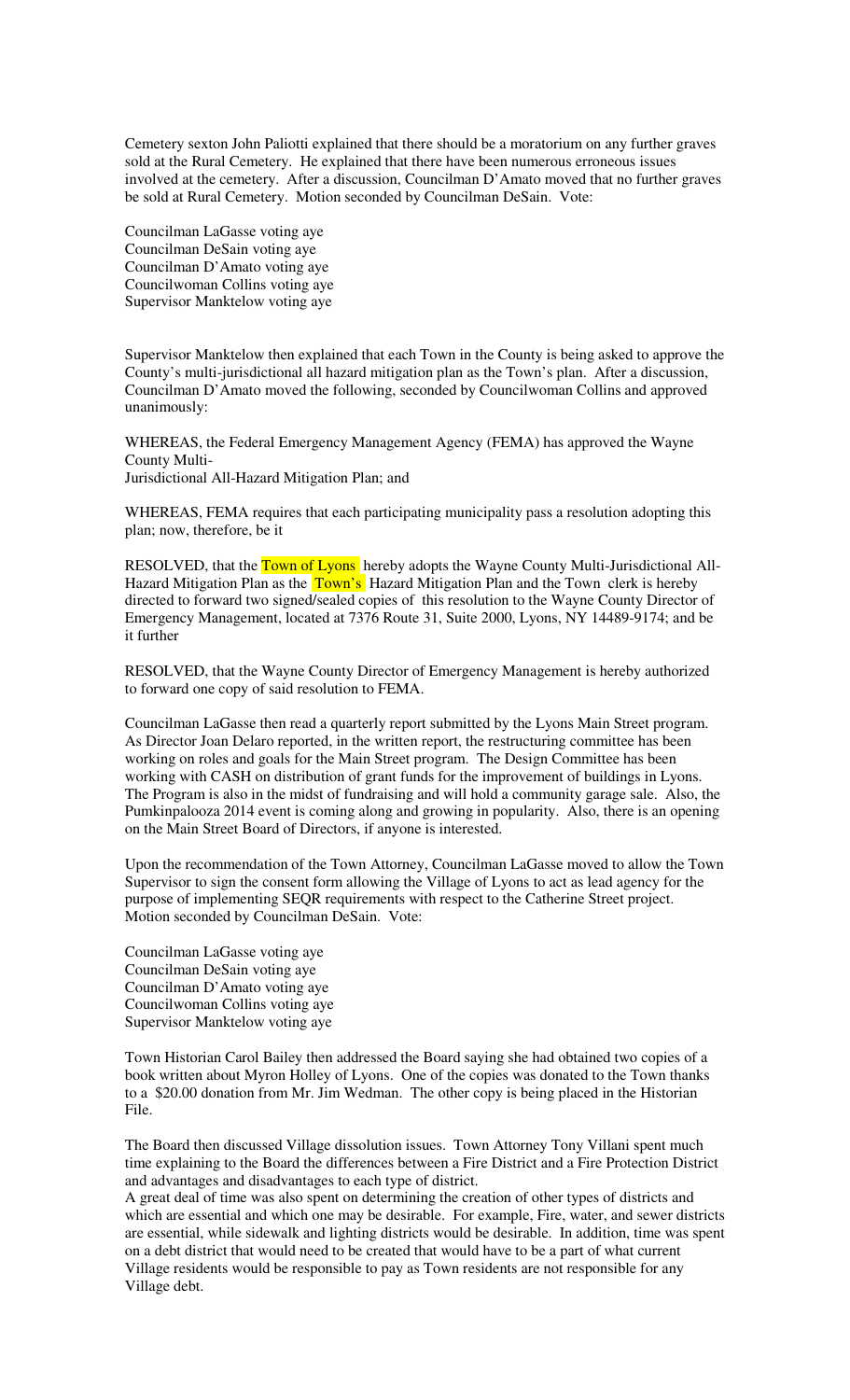Cemetery sexton John Paliotti explained that there should be a moratorium on any further graves sold at the Rural Cemetery. He explained that there have been numerous erroneous issues involved at the cemetery. After a discussion, Councilman D'Amato moved that no further graves be sold at Rural Cemetery. Motion seconded by Councilman DeSain. Vote:

Councilman LaGasse voting aye
Councilman DeSain voting aye
Councilman D'Amato voting aye
Councilwoman Collins voting aye
Supervisor Manktelow voting aye

Supervisor Manktelow then explained that each Town in the County is being asked to approve the County's multi-jurisdictional all hazard mitigation plan as the Town's plan. After a discussion, Councilman D'Amato moved the following, seconded by Councilwoman Collins and approved unanimously:

WHEREAS, the Federal Emergency Management Agency (FEMA) has approved the Wayne County Multi-
Jurisdictional All-Hazard Mitigation Plan; and

WHEREAS, FEMA requires that each participating municipality pass a resolution adopting this plan; now, therefore, be it

RESOLVED, that the Town of Lyons hereby adopts the Wayne County Multi-Jurisdictional All-Hazard Mitigation Plan as the Town's Hazard Mitigation Plan and the Town clerk is hereby directed to forward two signed/sealed copies of this resolution to the Wayne County Director of Emergency Management, located at 7376 Route 31, Suite 2000, Lyons, NY 14489-9174; and be it further

RESOLVED, that the Wayne County Director of Emergency Management is hereby authorized to forward one copy of said resolution to FEMA.

Councilman LaGasse then read a quarterly report submitted by the Lyons Main Street program. As Director Joan Delaro reported, in the written report, the restructuring committee has been working on roles and goals for the Main Street program. The Design Committee has been working with CASH on distribution of grant funds for the improvement of buildings in Lyons. The Program is also in the midst of fundraising and will hold a community garage sale. Also, the Pumkinpalooza 2014 event is coming along and growing in popularity. Also, there is an opening on the Main Street Board of Directors, if anyone is interested.

Upon the recommendation of the Town Attorney, Councilman LaGasse moved to allow the Town Supervisor to sign the consent form allowing the Village of Lyons to act as lead agency for the purpose of implementing SEQR requirements with respect to the Catherine Street project. Motion seconded by Councilman DeSain. Vote:

Councilman LaGasse voting aye
Councilman DeSain voting aye
Councilman D'Amato voting aye
Councilwoman Collins voting aye
Supervisor Manktelow voting aye

Town Historian Carol Bailey then addressed the Board saying she had obtained two copies of a book written about Myron Holley of Lyons. One of the copies was donated to the Town thanks to a $20.00 donation from Mr. Jim Wedman. The other copy is being placed in the Historian File.

The Board then discussed Village dissolution issues. Town Attorney Tony Villani spent much time explaining to the Board the differences between a Fire District and a Fire Protection District and advantages and disadvantages to each type of district.
A great deal of time was also spent on determining the creation of other types of districts and which are essential and which one may be desirable. For example, Fire, water, and sewer districts are essential, while sidewalk and lighting districts would be desirable. In addition, time was spent on a debt district that would need to be created that would have to be a part of what current Village residents would be responsible to pay as Town residents are not responsible for any Village debt.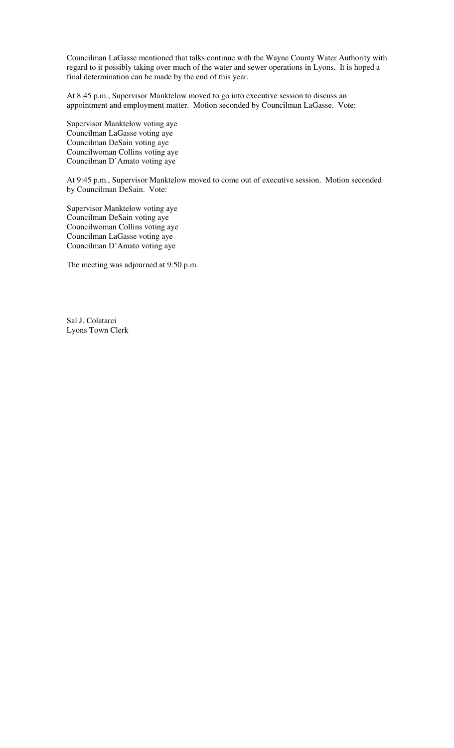Councilman LaGasse mentioned that talks continue with the Wayne County Water Authority with regard to it possibly taking over much of the water and sewer operations in Lyons. It is hoped a final determination can be made by the end of this year.

At 8:45 p.m., Supervisor Manktelow moved to go into executive session to discuss an appointment and employment matter. Motion seconded by Councilman LaGasse. Vote:

Supervisor Manktelow voting aye  
Councilman LaGasse voting aye  
Councilman DeSain voting aye  
Councilwoman Collins voting aye  
Councilman D'Amato voting aye

At 9:45 p.m., Supervisor Manktelow moved to come out of executive session. Motion seconded by Councilman DeSain. Vote:

Supervisor Manktelow voting aye  
Councilman DeSain voting aye  
Councilwoman Collins voting aye  
Councilman LaGasse voting aye  
Councilman D'Amato voting aye

The meeting was adjourned at 9:50 p.m.

Sal J. Colatarci  
Lyons Town Clerk